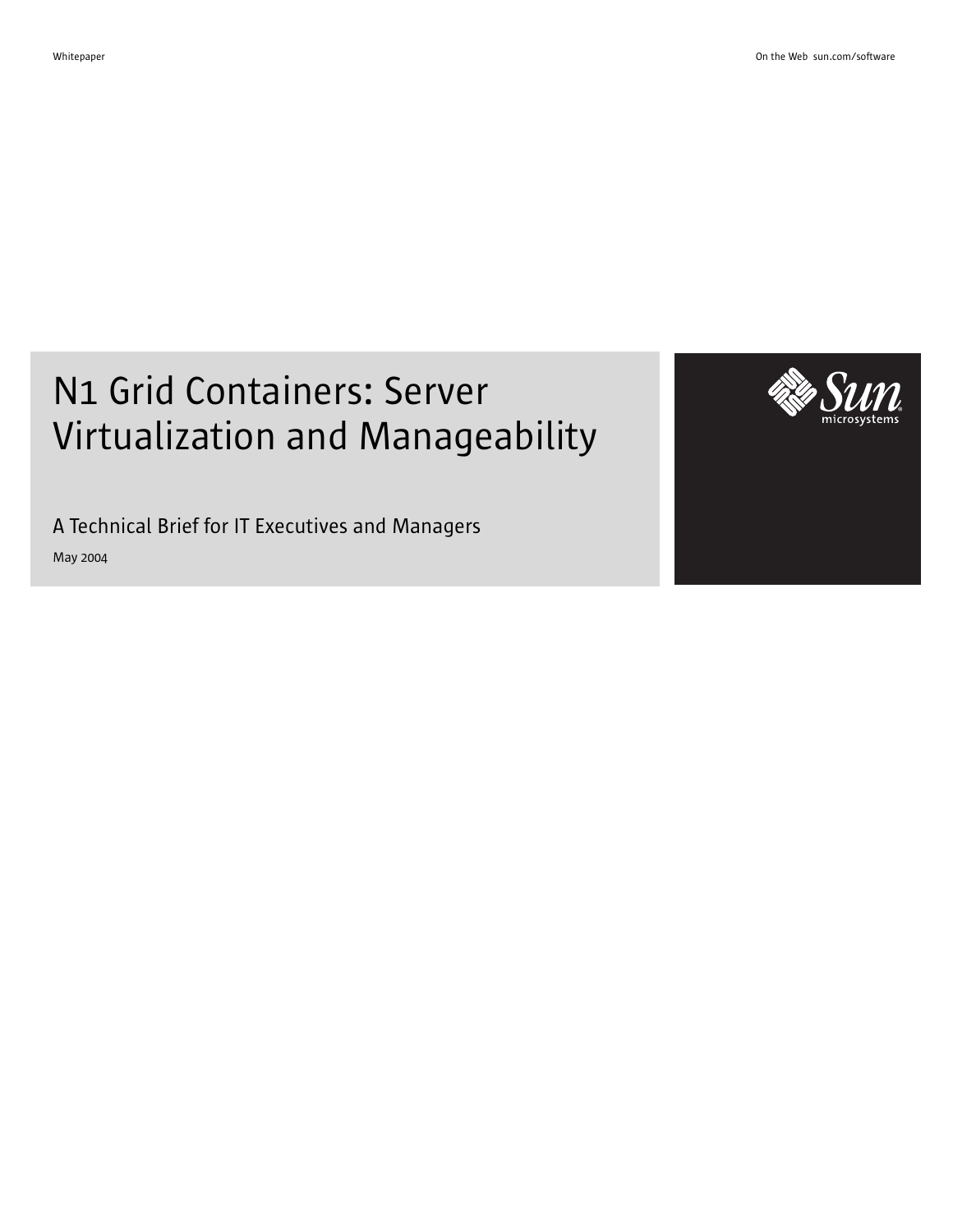# N1 Grid Containers: Server Virtualization and Manageability

A Technical Brief for IT Executives and Managers

May 2004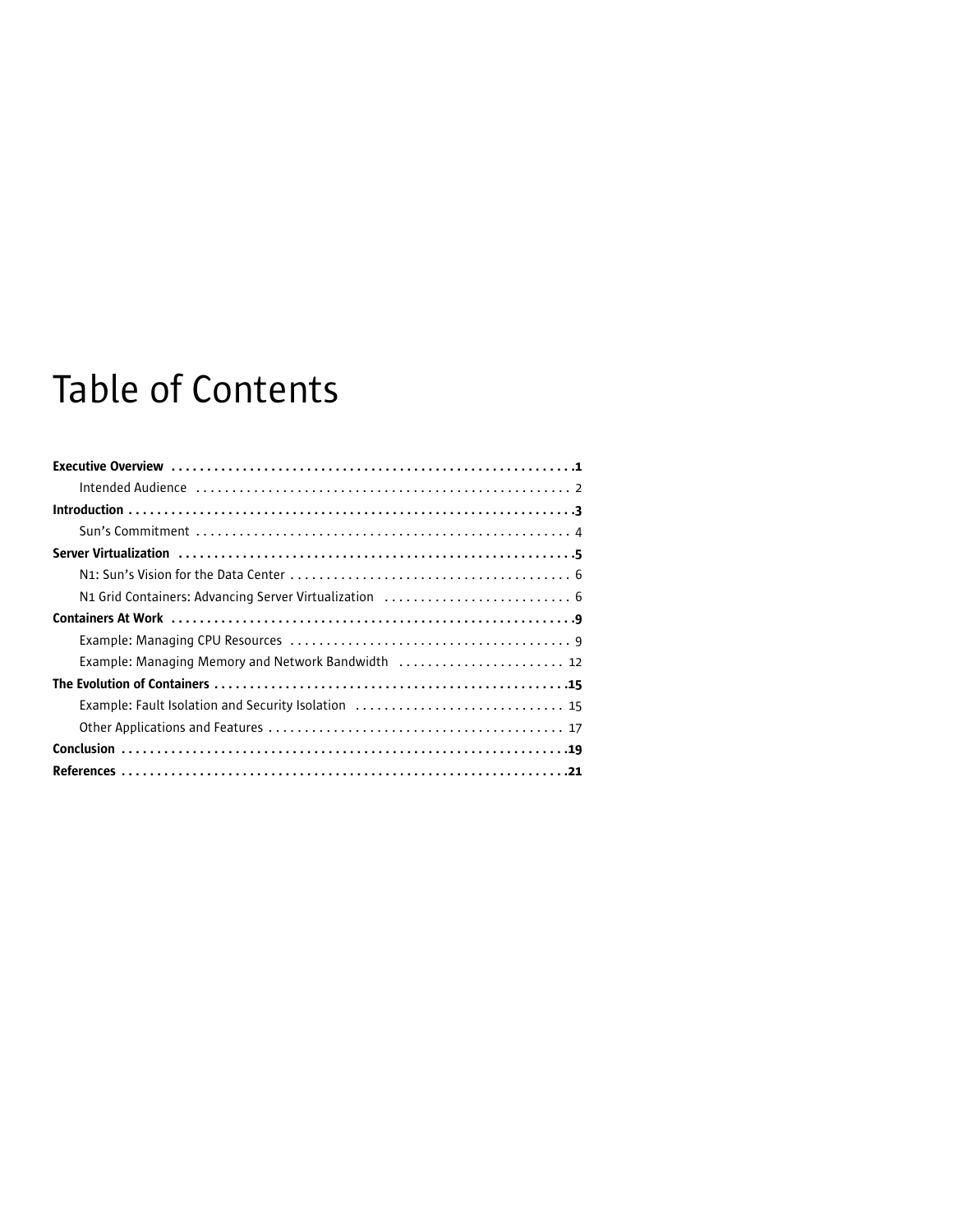# Table of Contents

**Executive Overview** .......................................................... **1**

Intended Audience .......................................................... 2

**Introduction** .......................................................... **3**

Sun's Commitment .......................................................... 4

**Server Virtualization** .......................................................... **5**

N1: Sun's Vision for the Data Center .......................................................... 6

N1 Grid Containers: Advancing Server Virtualization .......................................................... 6

**Containers At Work** .......................................................... **9**

Example: Managing CPU Resources .......................................................... 9

Example: Managing Memory and Network Bandwidth .......................................................... 12

**The Evolution of Containers** .......................................................... **15**

Example: Fault Isolation and Security Isolation .......................................................... 15

Other Applications and Features .......................................................... 17

**Conclusion** .......................................................... **19**

**References** .......................................................... **21**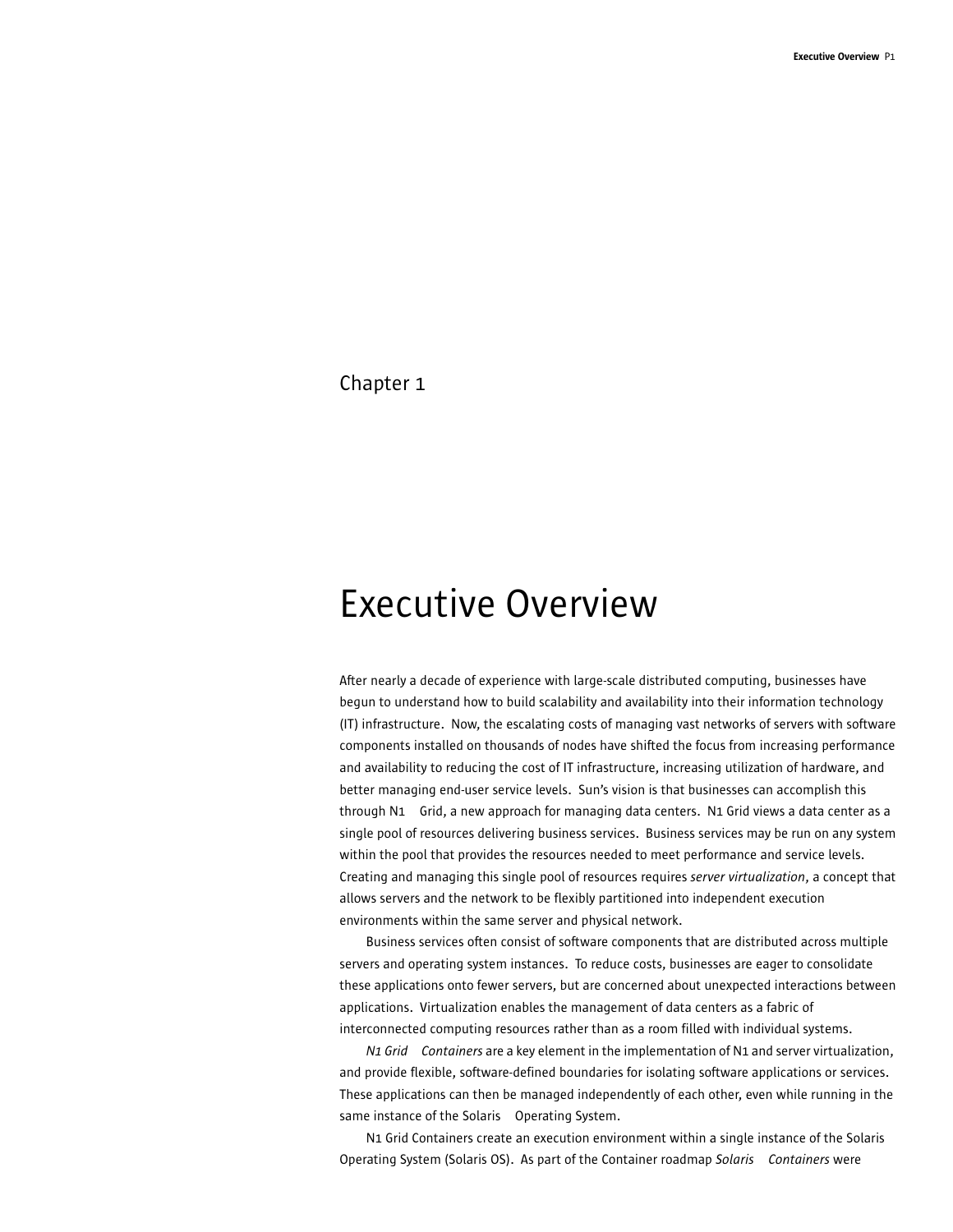Chapter 1

# Executive Overview

After nearly a decade of experience with large-scale distributed computing, businesses have begun to understand how to build scalability and availability into their information technology (IT) infrastructure. Now, the escalating costs of managing vast networks of servers with software components installed on thousands of nodes have shifted the focus from increasing performance and availability to reducing the cost of IT infrastructure, increasing utilization of hardware, and better managing end-user service levels. Sun's vision is that businesses can accomplish this through N1 Grid, a new approach for managing data centers. N1 Grid views a data center as a single pool of resources delivering business services. Business services may be run on any system within the pool that provides the resources needed to meet performance and service levels. Creating and managing this single pool of resources requires *server virtualization*, a concept that allows servers and the network to be flexibly partitioned into independent execution environments within the same server and physical network.

Business services often consist of software components that are distributed across multiple servers and operating system instances. To reduce costs, businesses are eager to consolidate these applications onto fewer servers, but are concerned about unexpected interactions between applications. Virtualization enables the management of data centers as a fabric of interconnected computing resources rather than as a room filled with individual systems.

*N1 Grid Containers* are a key element in the implementation of N1 and server virtualization, and provide flexible, software-defined boundaries for isolating software applications or services. These applications can then be managed independently of each other, even while running in the same instance of the Solaris Operating System.

N1 Grid Containers create an execution environment within a single instance of the Solaris Operating System (Solaris OS). As part of the Container roadmap *Solaris Containers* were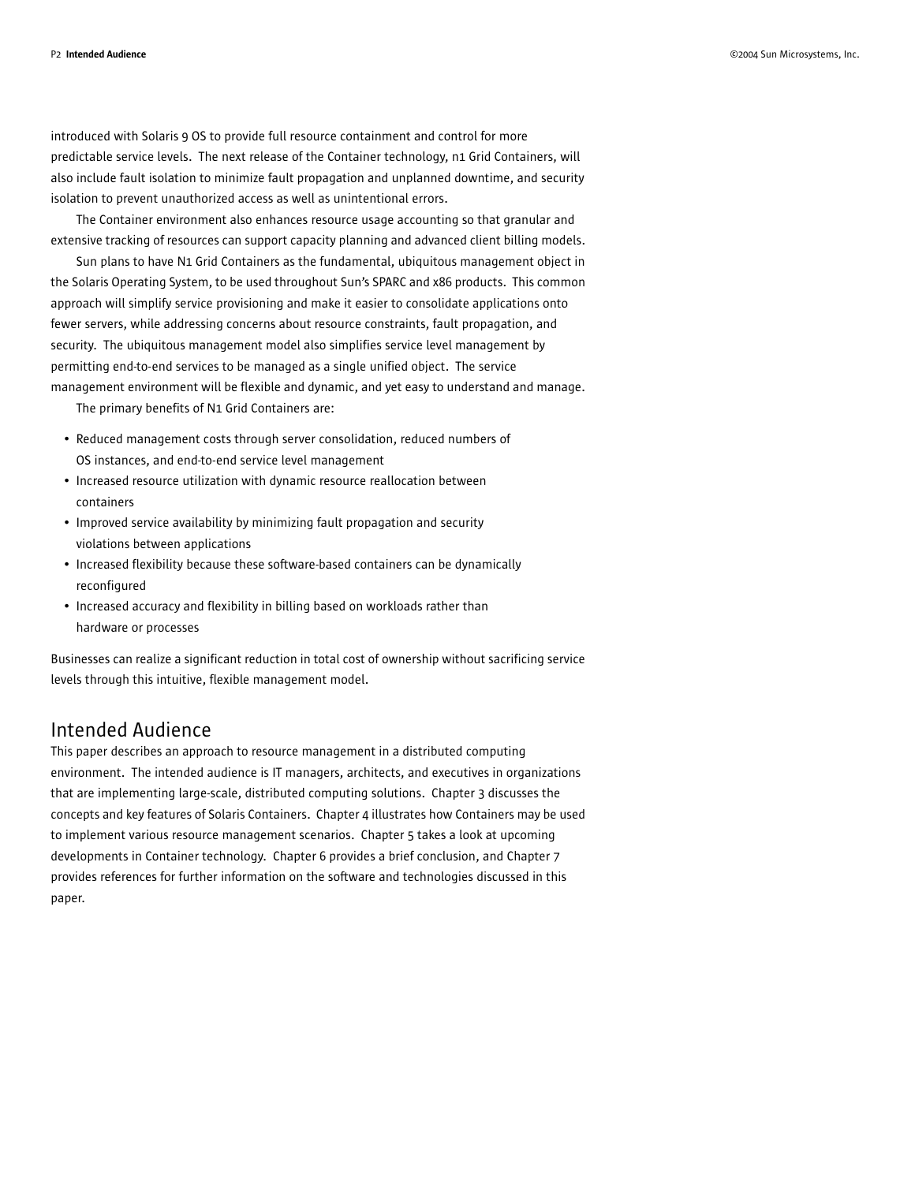introduced with Solaris 9 OS to provide full resource containment and control for more predictable service levels. The next release of the Container technology, n1 Grid Containers, will also include fault isolation to minimize fault propagation and unplanned downtime, and security isolation to prevent unauthorized access as well as unintentional errors.

The Container environment also enhances resource usage accounting so that granular and extensive tracking of resources can support capacity planning and advanced client billing models.

Sun plans to have N1 Grid Containers as the fundamental, ubiquitous management object in the Solaris Operating System, to be used throughout Sun's SPARC and x86 products. This common approach will simplify service provisioning and make it easier to consolidate applications onto fewer servers, while addressing concerns about resource constraints, fault propagation, and security. The ubiquitous management model also simplifies service level management by permitting end-to-end services to be managed as a single unified object. The service management environment will be flexible and dynamic, and yet easy to understand and manage.

The primary benefits of N1 Grid Containers are:

- Reduced management costs through server consolidation, reduced numbers of OS instances, and end-to-end service level management
- Increased resource utilization with dynamic resource reallocation between containers
- Improved service availability by minimizing fault propagation and security violations between applications
- Increased flexibility because these software-based containers can be dynamically reconfigured
- Increased accuracy and flexibility in billing based on workloads rather than hardware or processes

Businesses can realize a significant reduction in total cost of ownership without sacrificing service levels through this intuitive, flexible management model.

## Intended Audience

This paper describes an approach to resource management in a distributed computing environment. The intended audience is IT managers, architects, and executives in organizations that are implementing large-scale, distributed computing solutions. Chapter 3 discusses the concepts and key features of Solaris Containers. Chapter 4 illustrates how Containers may be used to implement various resource management scenarios. Chapter 5 takes a look at upcoming developments in Container technology. Chapter 6 provides a brief conclusion, and Chapter 7 provides references for further information on the software and technologies discussed in this paper.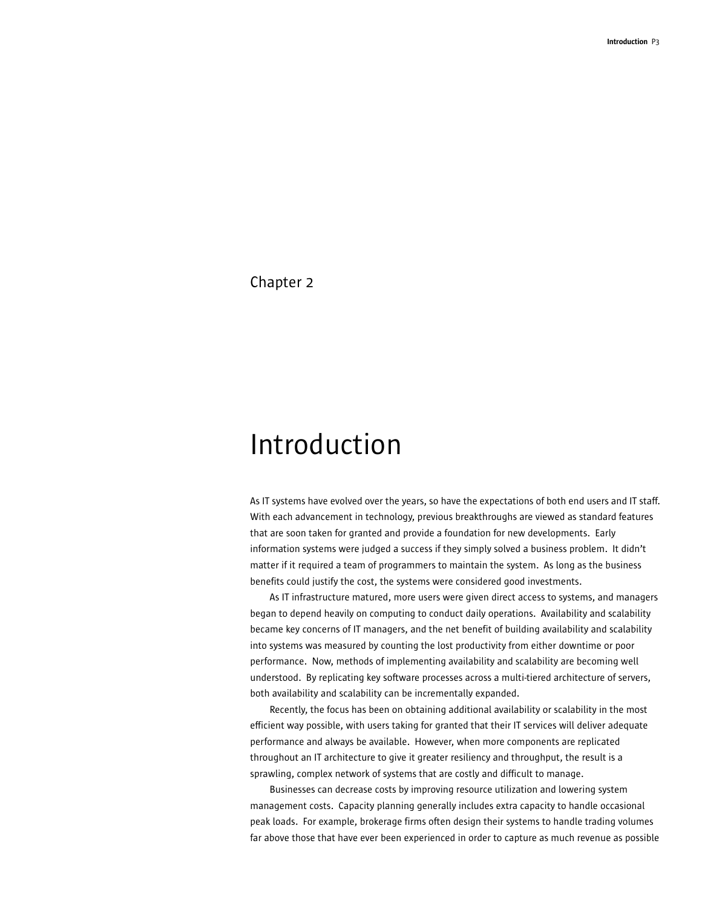Chapter 2

# Introduction

As IT systems have evolved over the years, so have the expectations of both end users and IT staff. With each advancement in technology, previous breakthroughs are viewed as standard features that are soon taken for granted and provide a foundation for new developments. Early information systems were judged a success if they simply solved a business problem. It didn't matter if it required a team of programmers to maintain the system. As long as the business benefits could justify the cost, the systems were considered good investments.

As IT infrastructure matured, more users were given direct access to systems, and managers began to depend heavily on computing to conduct daily operations. Availability and scalability became key concerns of IT managers, and the net benefit of building availability and scalability into systems was measured by counting the lost productivity from either downtime or poor performance. Now, methods of implementing availability and scalability are becoming well understood. By replicating key software processes across a multi-tiered architecture of servers, both availability and scalability can be incrementally expanded.

Recently, the focus has been on obtaining additional availability or scalability in the most efficient way possible, with users taking for granted that their IT services will deliver adequate performance and always be available. However, when more components are replicated throughout an IT architecture to give it greater resiliency and throughput, the result is a sprawling, complex network of systems that are costly and difficult to manage.

Businesses can decrease costs by improving resource utilization and lowering system management costs. Capacity planning generally includes extra capacity to handle occasional peak loads. For example, brokerage firms often design their systems to handle trading volumes far above those that have ever been experienced in order to capture as much revenue as possible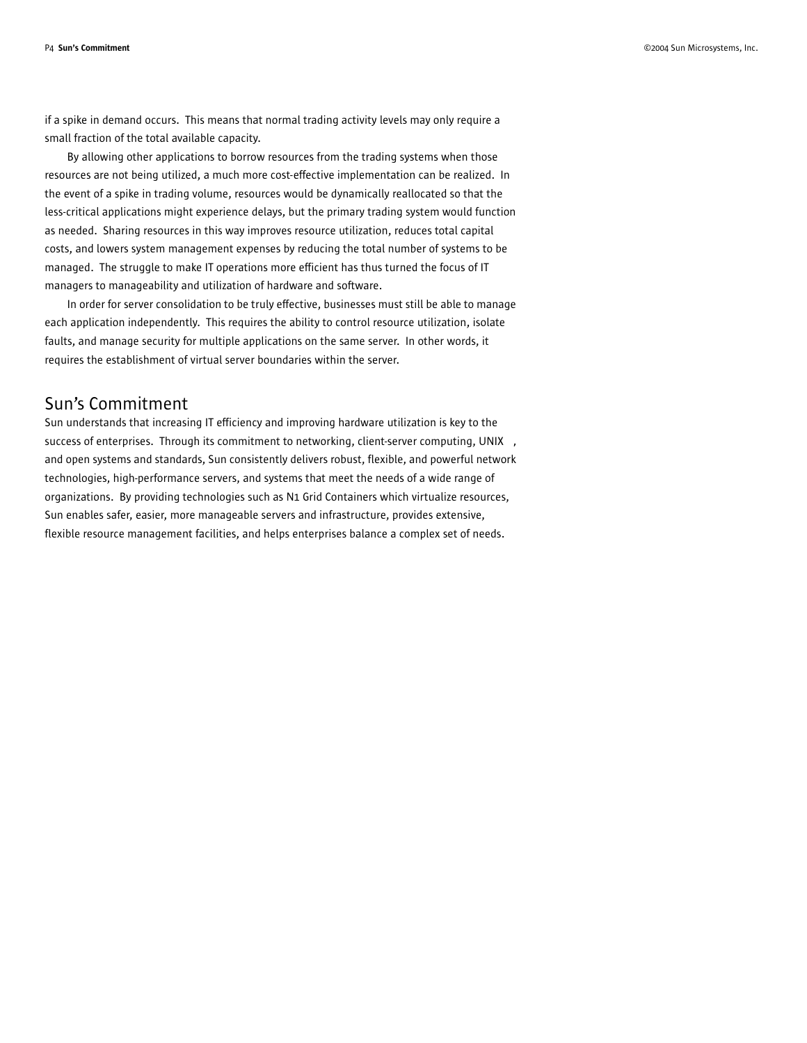if a spike in demand occurs. This means that normal trading activity levels may only require a small fraction of the total available capacity.

By allowing other applications to borrow resources from the trading systems when those resources are not being utilized, a much more cost-effective implementation can be realized. In the event of a spike in trading volume, resources would be dynamically reallocated so that the less-critical applications might experience delays, but the primary trading system would function as needed. Sharing resources in this way improves resource utilization, reduces total capital costs, and lowers system management expenses by reducing the total number of systems to be managed. The struggle to make IT operations more efficient has thus turned the focus of IT managers to manageability and utilization of hardware and software.

In order for server consolidation to be truly effective, businesses must still be able to manage each application independently. This requires the ability to control resource utilization, isolate faults, and manage security for multiple applications on the same server. In other words, it requires the establishment of virtual server boundaries within the server.

## Sun's Commitment

Sun understands that increasing IT efficiency and improving hardware utilization is key to the success of enterprises. Through its commitment to networking, client-server computing, UNIX, and open systems and standards, Sun consistently delivers robust, flexible, and powerful network technologies, high-performance servers, and systems that meet the needs of a wide range of organizations. By providing technologies such as N1 Grid Containers which virtualize resources, Sun enables safer, easier, more manageable servers and infrastructure, provides extensive, flexible resource management facilities, and helps enterprises balance a complex set of needs.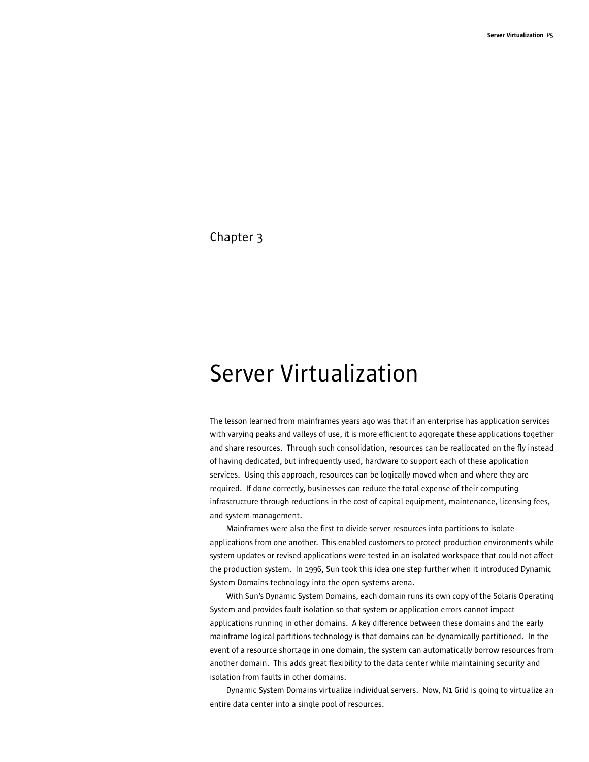Chapter 3

# Server Virtualization

The lesson learned from mainframes years ago was that if an enterprise has application services with varying peaks and valleys of use, it is more efficient to aggregate these applications together and share resources. Through such consolidation, resources can be reallocated on the fly instead of having dedicated, but infrequently used, hardware to support each of these application services. Using this approach, resources can be logically moved when and where they are required. If done correctly, businesses can reduce the total expense of their computing infrastructure through reductions in the cost of capital equipment, maintenance, licensing fees, and system management.

Mainframes were also the first to divide server resources into partitions to isolate applications from one another. This enabled customers to protect production environments while system updates or revised applications were tested in an isolated workspace that could not affect the production system. In 1996, Sun took this idea one step further when it introduced Dynamic System Domains technology into the open systems arena.

With Sun's Dynamic System Domains, each domain runs its own copy of the Solaris Operating System and provides fault isolation so that system or application errors cannot impact applications running in other domains. A key difference between these domains and the early mainframe logical partitions technology is that domains can be dynamically partitioned. In the event of a resource shortage in one domain, the system can automatically borrow resources from another domain. This adds great flexibility to the data center while maintaining security and isolation from faults in other domains.

Dynamic System Domains virtualize individual servers. Now, N1 Grid is going to virtualize an entire data center into a single pool of resources.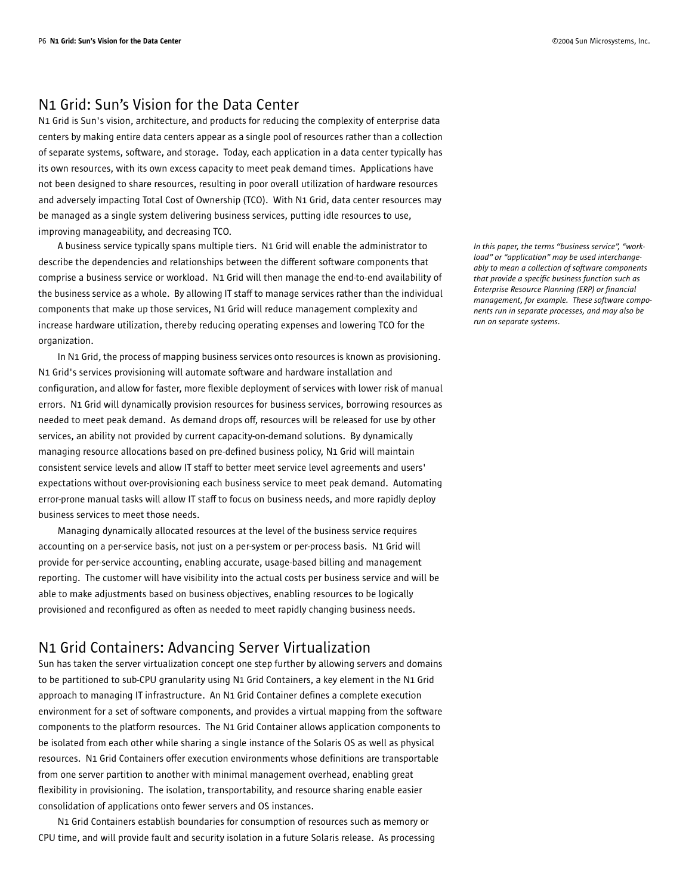## N1 Grid: Sun's Vision for the Data Center

N1 Grid is Sun's vision, architecture, and products for reducing the complexity of enterprise data centers by making entire data centers appear as a single pool of resources rather than a collection of separate systems, software, and storage. Today, each application in a data center typically has its own resources, with its own excess capacity to meet peak demand times. Applications have not been designed to share resources, resulting in poor overall utilization of hardware resources and adversely impacting Total Cost of Ownership (TCO). With N1 Grid, data center resources may be managed as a single system delivering business services, putting idle resources to use, improving manageability, and decreasing TCO.

A business service typically spans multiple tiers. N1 Grid will enable the administrator to describe the dependencies and relationships between the different software components that comprise a business service or workload. N1 Grid will then manage the end-to-end availability of the business service as a whole. By allowing IT staff to manage services rather than the individual components that make up those services, N1 Grid will reduce management complexity and increase hardware utilization, thereby reducing operating expenses and lowering TCO for the organization.

*In this paper, the terms "business service", "workload" or "application" may be used interchangeably to mean a collection of software components that provide a specific business function such as Enterprise Resource Planning (ERP) or financial management, for example. These software components run in separate processes, and may also be run on separate systems.*

In N1 Grid, the process of mapping business services onto resources is known as provisioning. N1 Grid's services provisioning will automate software and hardware installation and configuration, and allow for faster, more flexible deployment of services with lower risk of manual errors. N1 Grid will dynamically provision resources for business services, borrowing resources as needed to meet peak demand. As demand drops off, resources will be released for use by other services, an ability not provided by current capacity-on-demand solutions. By dynamically managing resource allocations based on pre-defined business policy, N1 Grid will maintain consistent service levels and allow IT staff to better meet service level agreements and users' expectations without over-provisioning each business service to meet peak demand. Automating error-prone manual tasks will allow IT staff to focus on business needs, and more rapidly deploy business services to meet those needs.

Managing dynamically allocated resources at the level of the business service requires accounting on a per-service basis, not just on a per-system or per-process basis. N1 Grid will provide for per-service accounting, enabling accurate, usage-based billing and management reporting. The customer will have visibility into the actual costs per business service and will be able to make adjustments based on business objectives, enabling resources to be logically provisioned and reconfigured as often as needed to meet rapidly changing business needs.

## N1 Grid Containers: Advancing Server Virtualization

Sun has taken the server virtualization concept one step further by allowing servers and domains to be partitioned to sub-CPU granularity using N1 Grid Containers, a key element in the N1 Grid approach to managing IT infrastructure. An N1 Grid Container defines a complete execution environment for a set of software components, and provides a virtual mapping from the software components to the platform resources. The N1 Grid Container allows application components to be isolated from each other while sharing a single instance of the Solaris OS as well as physical resources. N1 Grid Containers offer execution environments whose definitions are transportable from one server partition to another with minimal management overhead, enabling great flexibility in provisioning. The isolation, transportability, and resource sharing enable easier consolidation of applications onto fewer servers and OS instances.

N1 Grid Containers establish boundaries for consumption of resources such as memory or CPU time, and will provide fault and security isolation in a future Solaris release. As processing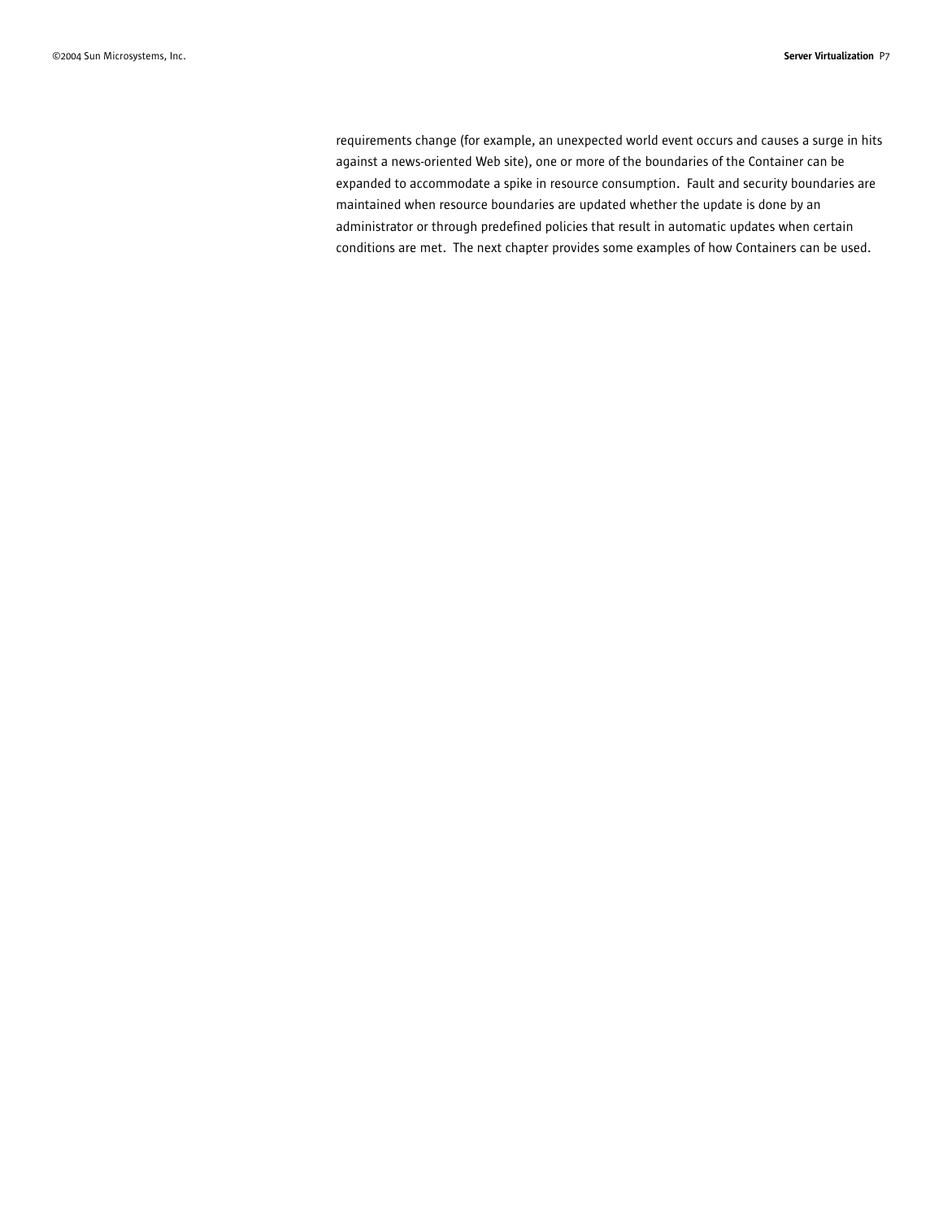requirements change (for example, an unexpected world event occurs and causes a surge in hits against a news-oriented Web site), one or more of the boundaries of the Container can be expanded to accommodate a spike in resource consumption. Fault and security boundaries are maintained when resource boundaries are updated whether the update is done by an administrator or through predefined policies that result in automatic updates when certain conditions are met. The next chapter provides some examples of how Containers can be used.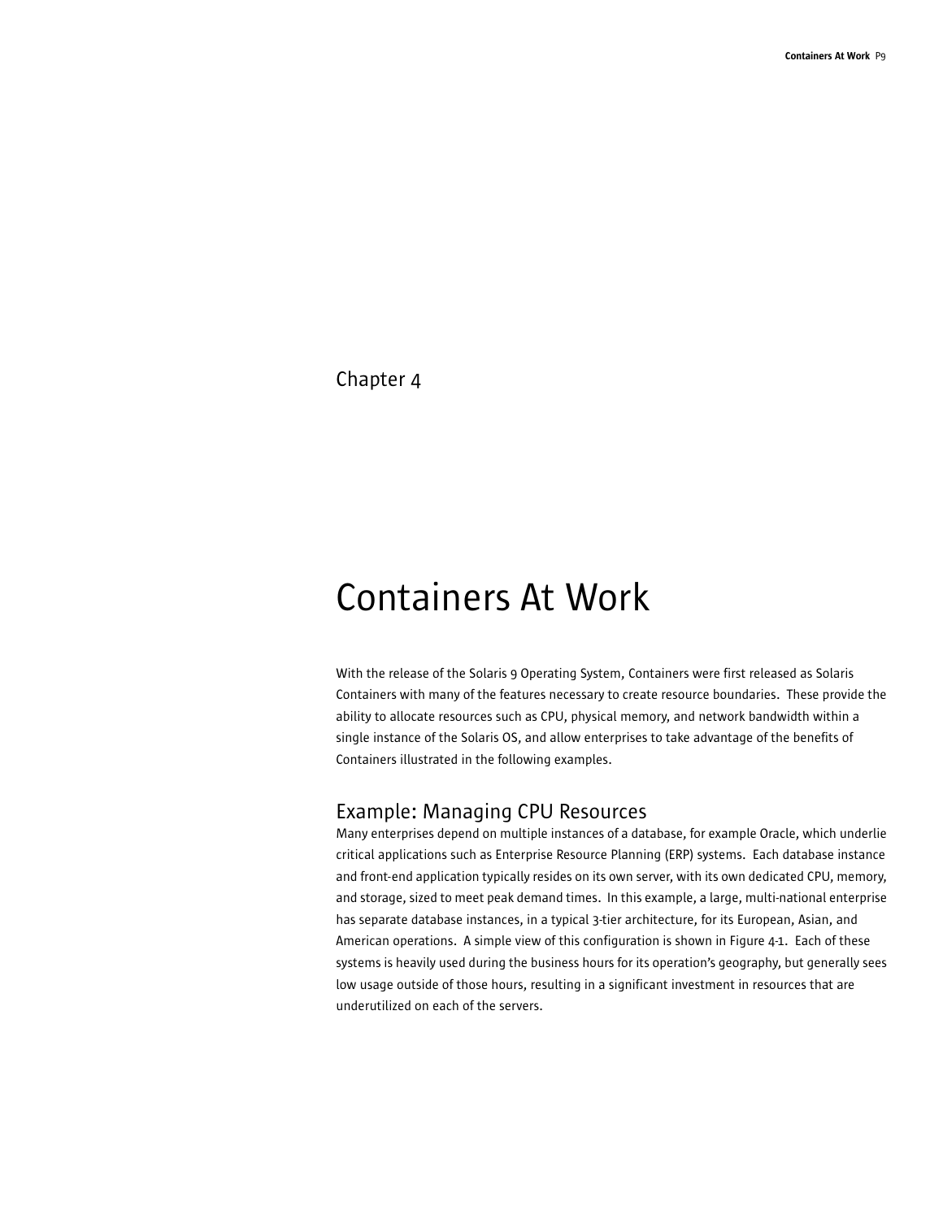Chapter 4

# Containers At Work

With the release of the Solaris 9 Operating System, Containers were first released as Solaris Containers with many of the features necessary to create resource boundaries. These provide the ability to allocate resources such as CPU, physical memory, and network bandwidth within a single instance of the Solaris OS, and allow enterprises to take advantage of the benefits of Containers illustrated in the following examples.

## Example: Managing CPU Resources

Many enterprises depend on multiple instances of a database, for example Oracle, which underlie critical applications such as Enterprise Resource Planning (ERP) systems. Each database instance and front-end application typically resides on its own server, with its own dedicated CPU, memory, and storage, sized to meet peak demand times. In this example, a large, multi-national enterprise has separate database instances, in a typical 3-tier architecture, for its European, Asian, and American operations. A simple view of this configuration is shown in Figure 4-1. Each of these systems is heavily used during the business hours for its operation's geography, but generally sees low usage outside of those hours, resulting in a significant investment in resources that are underutilized on each of the servers.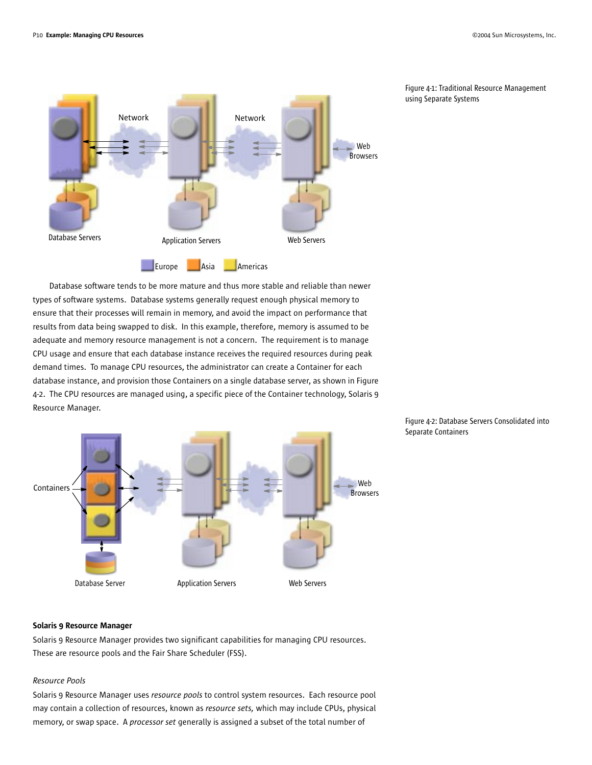Figure 4-1: Traditional Resource Management using Separate Systems

Database software tends to be more mature and thus more stable and reliable than newer types of software systems. Database systems generally request enough physical memory to ensure that their processes will remain in memory, and avoid the impact on performance that results from data being swapped to disk. In this example, therefore, memory is assumed to be adequate and memory resource management is not a concern. The requirement is to manage CPU usage and ensure that each database instance receives the required resources during peak demand times. To manage CPU resources, the administrator can create a Container for each database instance, and provision those Containers on a single database server, as shown in Figure 4-2. The CPU resources are managed using, a specific piece of the Container technology, Solaris 9 Resource Manager.

Figure 4-2: Database Servers Consolidated into Separate Containers

**Solaris 9 Resource Manager**

Solaris 9 Resource Manager provides two significant capabilities for managing CPU resources. These are resource pools and the Fair Share Scheduler (FSS).

*Resource Pools*

Solaris 9 Resource Manager uses *resource pools* to control system resources. Each resource pool may contain a collection of resources, known as *resource sets,* which may include CPUs, physical memory, or swap space. A *processor set* generally is assigned a subset of the total number of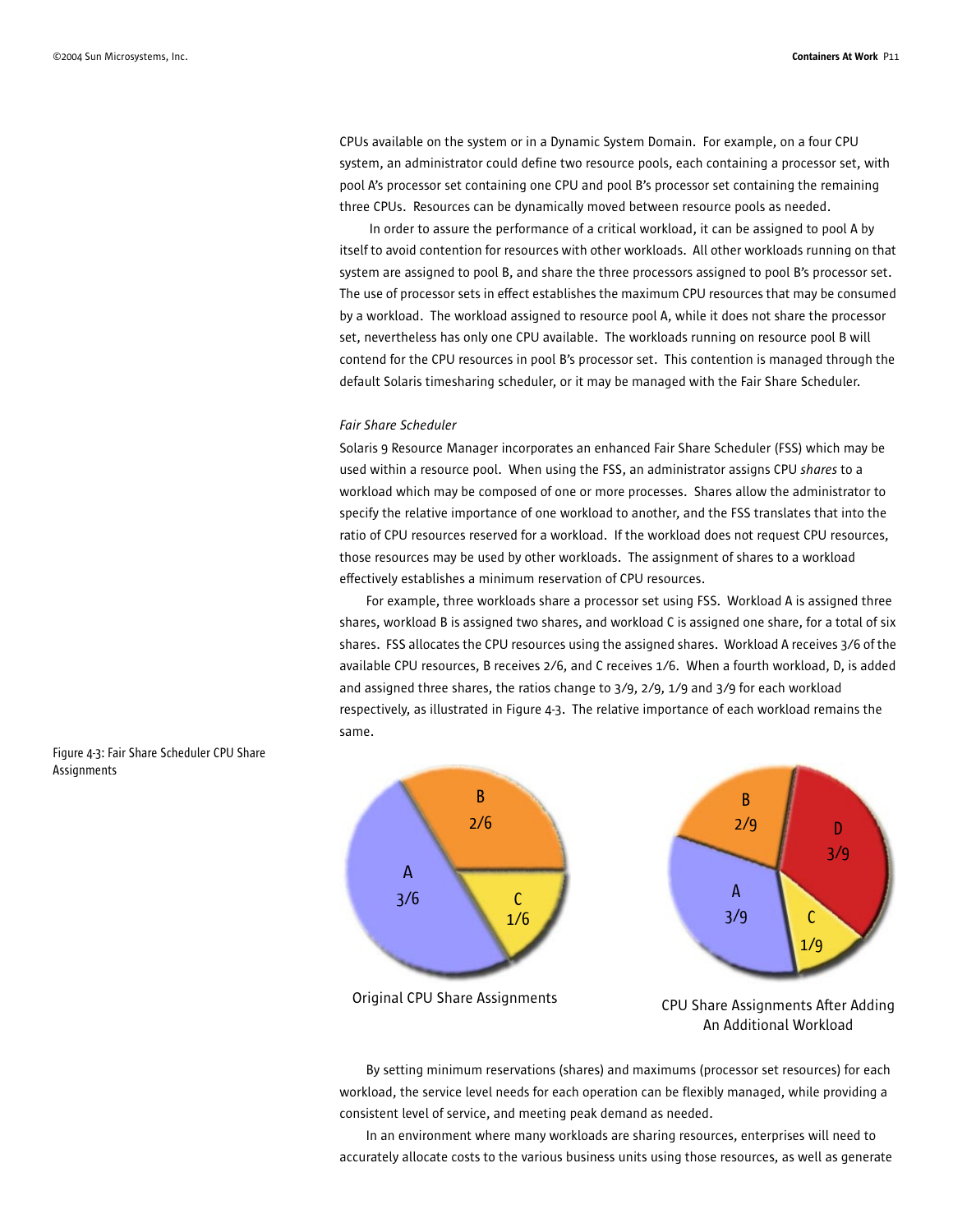CPUs available on the system or in a Dynamic System Domain. For example, on a four CPU system, an administrator could define two resource pools, each containing a processor set, with pool A's processor set containing one CPU and pool B's processor set containing the remaining three CPUs. Resources can be dynamically moved between resource pools as needed.

In order to assure the performance of a critical workload, it can be assigned to pool A by itself to avoid contention for resources with other workloads. All other workloads running on that system are assigned to pool B, and share the three processors assigned to pool B's processor set. The use of processor sets in effect establishes the maximum CPU resources that may be consumed by a workload. The workload assigned to resource pool A, while it does not share the processor set, nevertheless has only one CPU available. The workloads running on resource pool B will contend for the CPU resources in pool B's processor set. This contention is managed through the default Solaris timesharing scheduler, or it may be managed with the Fair Share Scheduler.

*Fair Share Scheduler*

Solaris 9 Resource Manager incorporates an enhanced Fair Share Scheduler (FSS) which may be used within a resource pool. When using the FSS, an administrator assigns CPU *shares* to a workload which may be composed of one or more processes. Shares allow the administrator to specify the relative importance of one workload to another, and the FSS translates that into the ratio of CPU resources reserved for a workload. If the workload does not request CPU resources, those resources may be used by other workloads. The assignment of shares to a workload effectively establishes a minimum reservation of CPU resources.

For example, three workloads share a processor set using FSS. Workload A is assigned three shares, workload B is assigned two shares, and workload C is assigned one share, for a total of six shares. FSS allocates the CPU resources using the assigned shares. Workload A receives 3/6 of the available CPU resources, B receives 2/6, and C receives 1/6. When a fourth workload, D, is added and assigned three shares, the ratios change to 3/9, 2/9, 1/9 and 3/9 for each workload respectively, as illustrated in Figure 4-3. The relative importance of each workload remains the same.

Figure 4-3: Fair Share Scheduler CPU Share Assignments

Original CPU Share Assignments

CPU Share Assignments After Adding An Additional Workload

By setting minimum reservations (shares) and maximums (processor set resources) for each workload, the service level needs for each operation can be flexibly managed, while providing a consistent level of service, and meeting peak demand as needed.

In an environment where many workloads are sharing resources, enterprises will need to accurately allocate costs to the various business units using those resources, as well as generate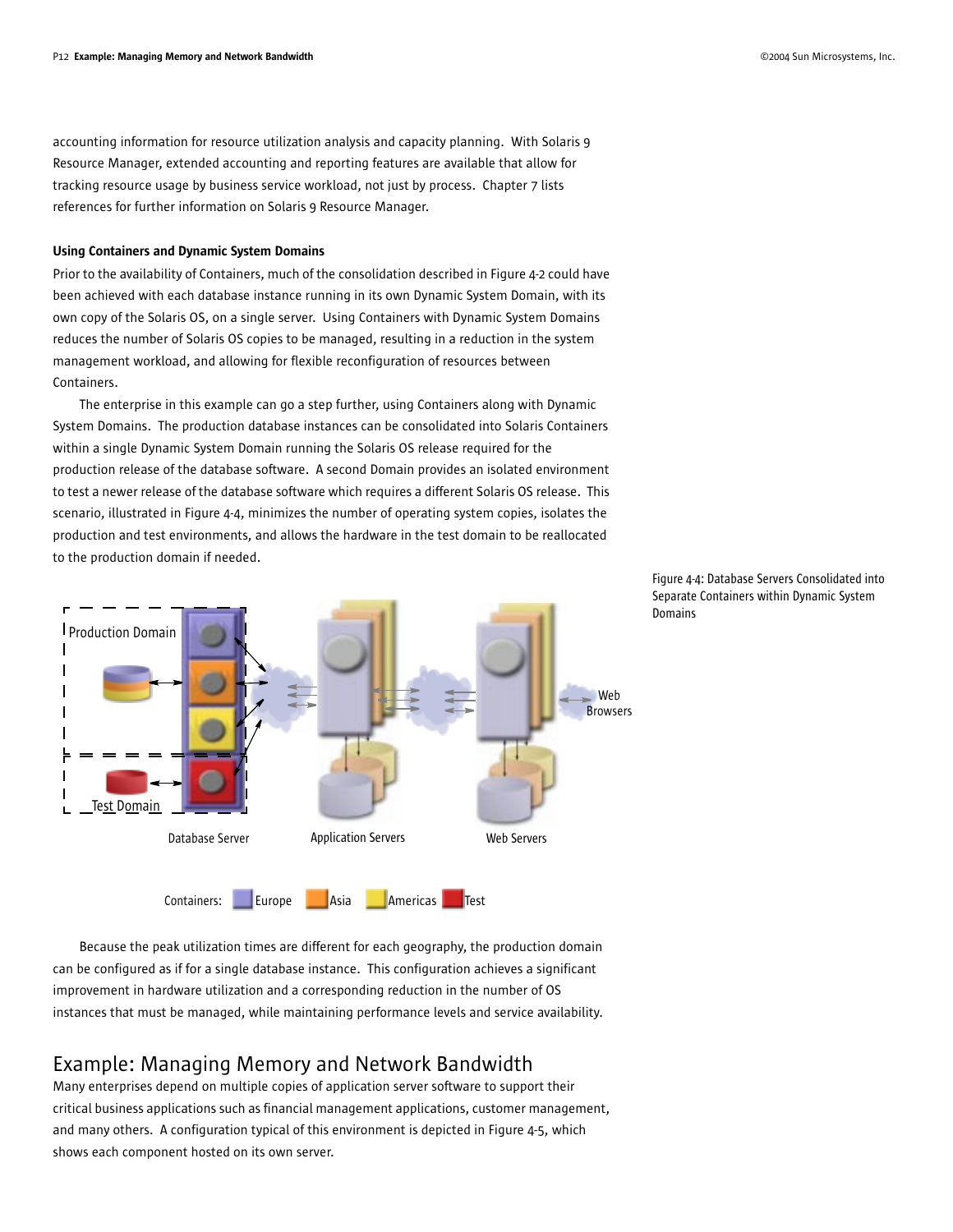accounting information for resource utilization analysis and capacity planning. With Solaris 9 Resource Manager, extended accounting and reporting features are available that allow for tracking resource usage by business service workload, not just by process. Chapter 7 lists references for further information on Solaris 9 Resource Manager.

#### Using Containers and Dynamic System Domains

Prior to the availability of Containers, much of the consolidation described in Figure 4-2 could have been achieved with each database instance running in its own Dynamic System Domain, with its own copy of the Solaris OS, on a single server. Using Containers with Dynamic System Domains reduces the number of Solaris OS copies to be managed, resulting in a reduction in the system management workload, and allowing for flexible reconfiguration of resources between Containers.

The enterprise in this example can go a step further, using Containers along with Dynamic System Domains. The production database instances can be consolidated into Solaris Containers within a single Dynamic System Domain running the Solaris OS release required for the production release of the database software. A second Domain provides an isolated environment to test a newer release of the database software which requires a different Solaris OS release. This scenario, illustrated in Figure 4-4, minimizes the number of operating system copies, isolates the production and test environments, and allows the hardware in the test domain to be reallocated to the production domain if needed.

Figure 4-4: Database Servers Consolidated into Separate Containers within Dynamic System Domains

Because the peak utilization times are different for each geography, the production domain can be configured as if for a single database instance. This configuration achieves a significant improvement in hardware utilization and a corresponding reduction in the number of OS instances that must be managed, while maintaining performance levels and service availability.

## Example: Managing Memory and Network Bandwidth

Many enterprises depend on multiple copies of application server software to support their critical business applications such as financial management applications, customer management, and many others. A configuration typical of this environment is depicted in Figure 4-5, which shows each component hosted on its own server.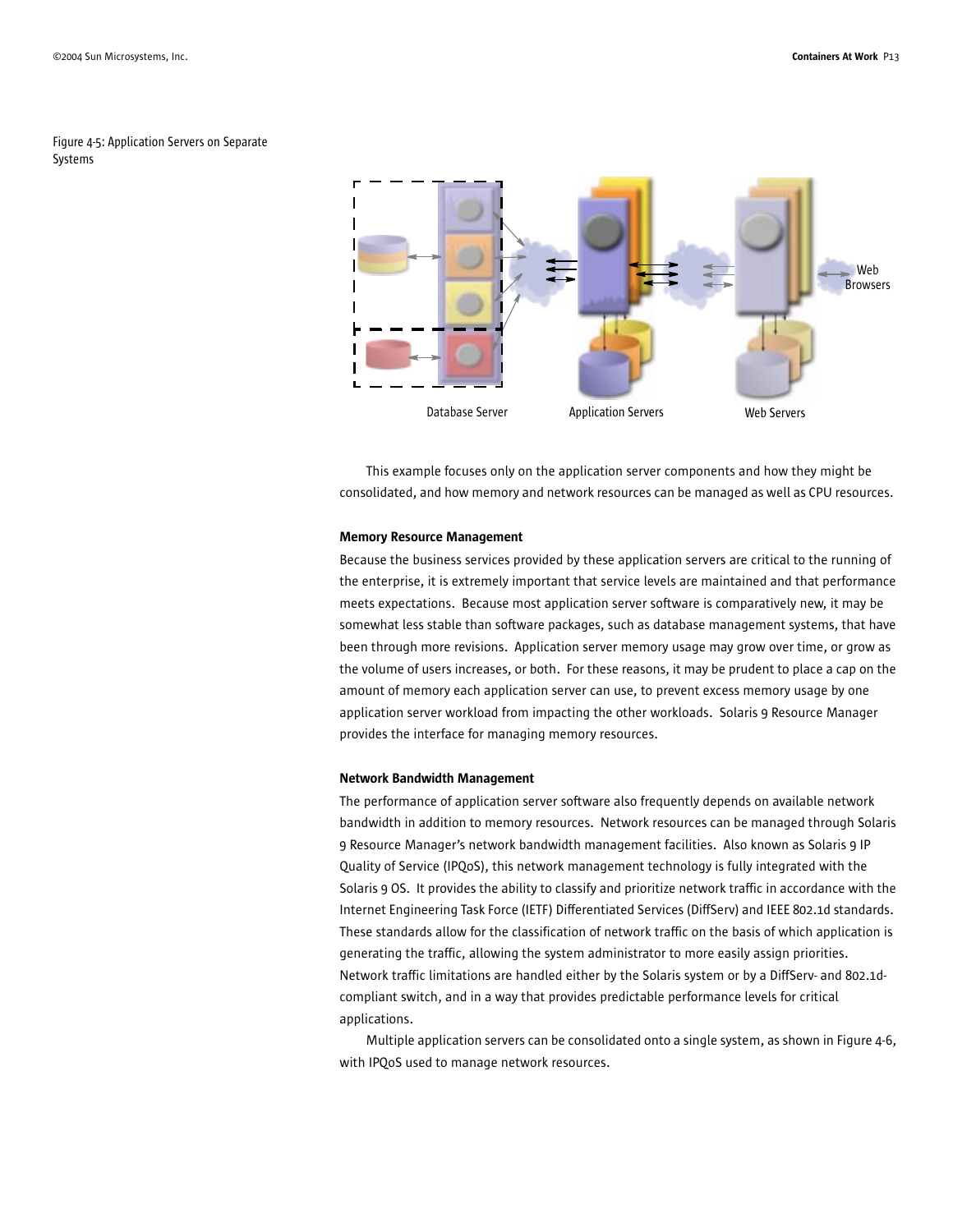Figure 4-5: Application Servers on Separate Systems

This example focuses only on the application server components and how they might be consolidated, and how memory and network resources can be managed as well as CPU resources.

#### Memory Resource Management

Because the business services provided by these application servers are critical to the running of the enterprise, it is extremely important that service levels are maintained and that performance meets expectations. Because most application server software is comparatively new, it may be somewhat less stable than software packages, such as database management systems, that have been through more revisions. Application server memory usage may grow over time, or grow as the volume of users increases, or both. For these reasons, it may be prudent to place a cap on the amount of memory each application server can use, to prevent excess memory usage by one application server workload from impacting the other workloads. Solaris 9 Resource Manager provides the interface for managing memory resources.

#### Network Bandwidth Management

The performance of application server software also frequently depends on available network bandwidth in addition to memory resources. Network resources can be managed through Solaris 9 Resource Manager's network bandwidth management facilities. Also known as Solaris 9 IP Quality of Service (IPQoS), this network management technology is fully integrated with the Solaris 9 OS. It provides the ability to classify and prioritize network traffic in accordance with the Internet Engineering Task Force (IETF) Differentiated Services (DiffServ) and IEEE 802.1d standards. These standards allow for the classification of network traffic on the basis of which application is generating the traffic, allowing the system administrator to more easily assign priorities. Network traffic limitations are handled either by the Solaris system or by a DiffServ- and 802.1d-compliant switch, and in a way that provides predictable performance levels for critical applications.

Multiple application servers can be consolidated onto a single system, as shown in Figure 4-6, with IPQoS used to manage network resources.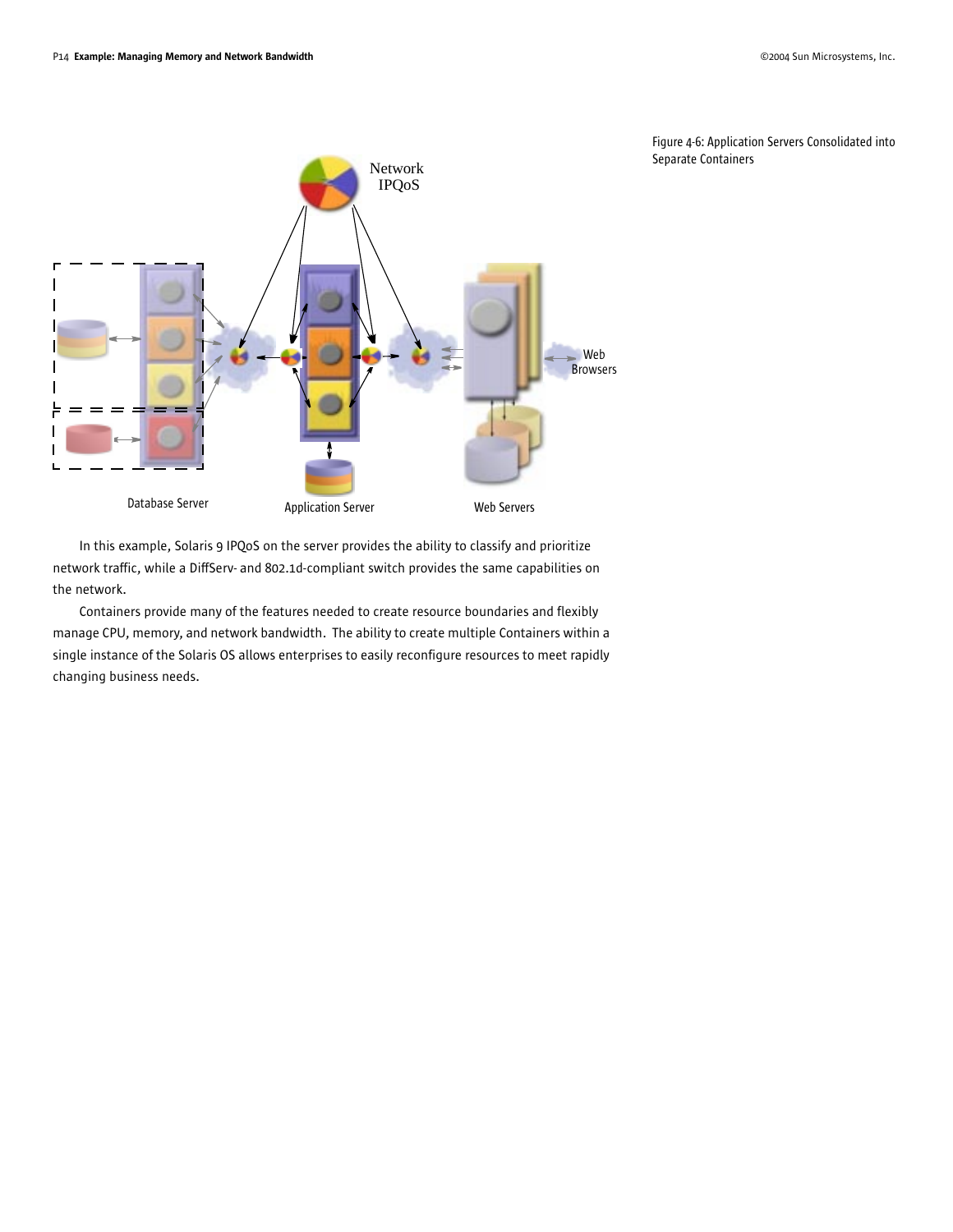Figure 4-6: Application Servers Consolidated into Separate Containers

In this example, Solaris 9 IPQoS on the server provides the ability to classify and prioritize network traffic, while a DiffServ- and 802.1d-compliant switch provides the same capabilities on the network.

Containers provide many of the features needed to create resource boundaries and flexibly manage CPU, memory, and network bandwidth. The ability to create multiple Containers within a single instance of the Solaris OS allows enterprises to easily reconfigure resources to meet rapidly changing business needs.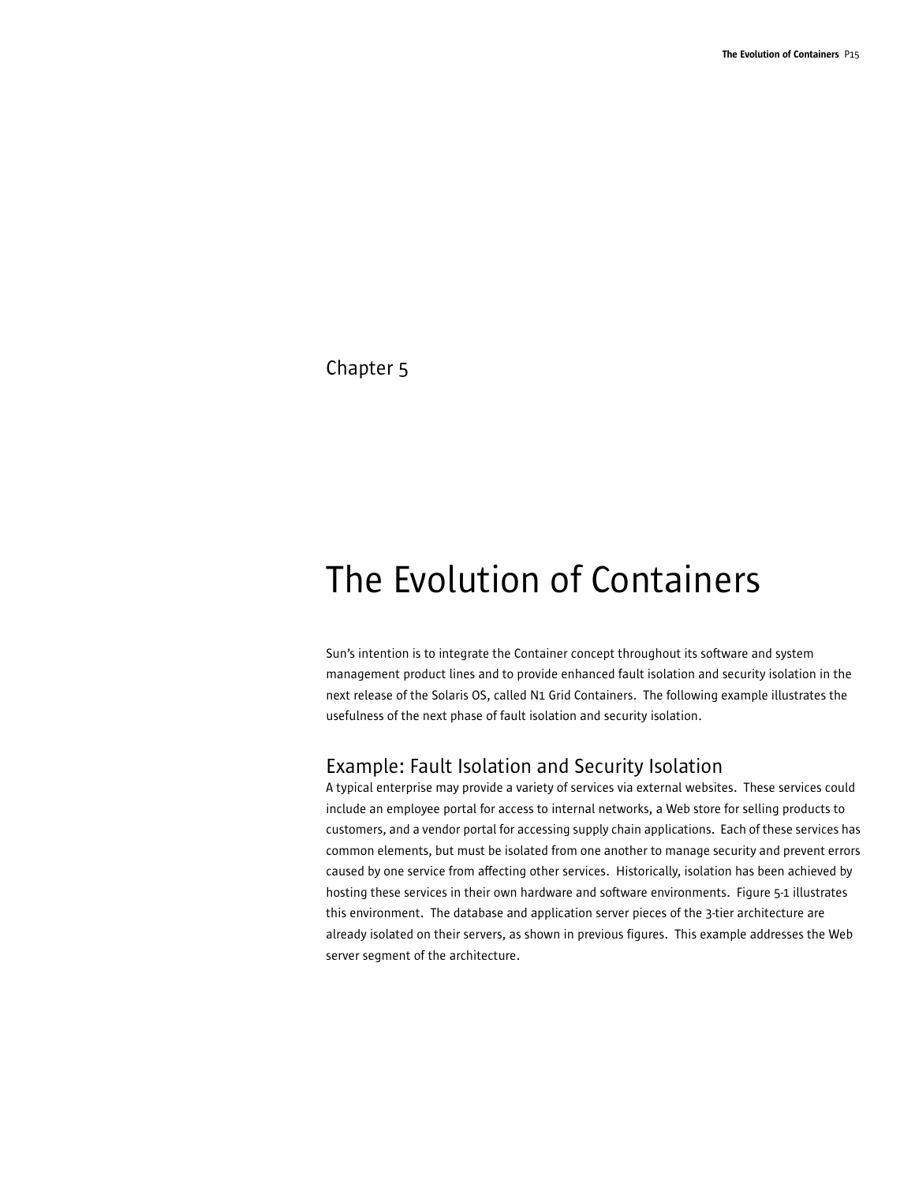Chapter 5

# The Evolution of Containers

Sun's intention is to integrate the Container concept throughout its software and system management product lines and to provide enhanced fault isolation and security isolation in the next release of the Solaris OS, called N1 Grid Containers. The following example illustrates the usefulness of the next phase of fault isolation and security isolation.

## Example: Fault Isolation and Security Isolation

A typical enterprise may provide a variety of services via external websites. These services could include an employee portal for access to internal networks, a Web store for selling products to customers, and a vendor portal for accessing supply chain applications. Each of these services has common elements, but must be isolated from one another to manage security and prevent errors caused by one service from affecting other services. Historically, isolation has been achieved by hosting these services in their own hardware and software environments. Figure 5-1 illustrates this environment. The database and application server pieces of the 3-tier architecture are already isolated on their servers, as shown in previous figures. This example addresses the Web server segment of the architecture.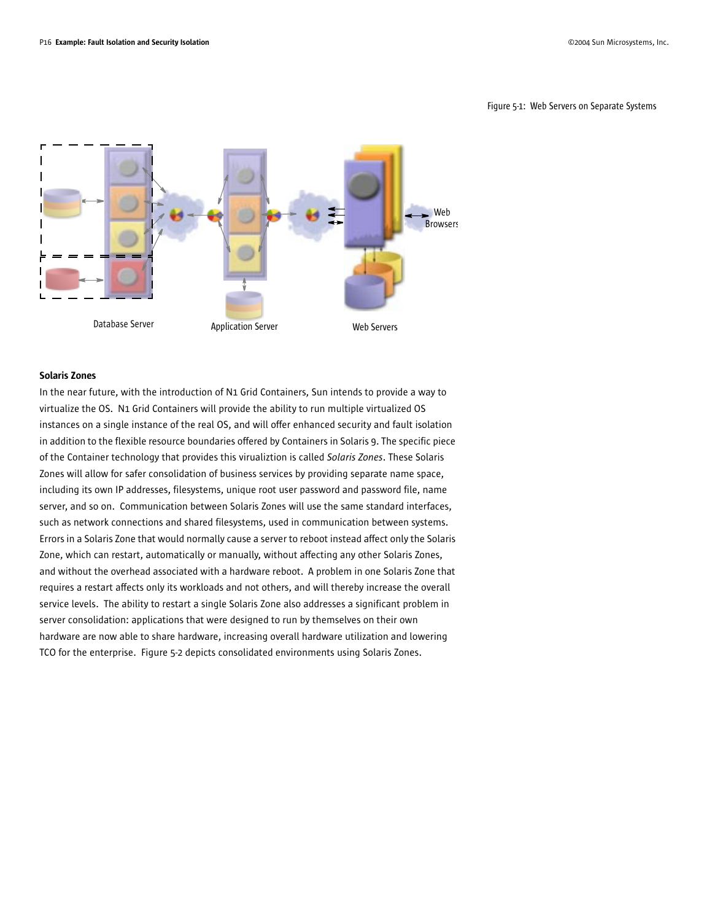Figure 5-1: Web Servers on Separate Systems

Database Server

Application Server

Web Servers

Web Browsers

**Solaris Zones**

In the near future, with the introduction of N1 Grid Containers, Sun intends to provide a way to virtualize the OS. N1 Grid Containers will provide the ability to run multiple virtualized OS instances on a single instance of the real OS, and will offer enhanced security and fault isolation in addition to the flexible resource boundaries offered by Containers in Solaris 9. The specific piece of the Container technology that provides this virualiztion is called *Solaris Zones*. These Solaris Zones will allow for safer consolidation of business services by providing separate name space, including its own IP addresses, filesystems, unique root user password and password file, name server, and so on. Communication between Solaris Zones will use the same standard interfaces, such as network connections and shared filesystems, used in communication between systems. Errors in a Solaris Zone that would normally cause a server to reboot instead affect only the Solaris Zone, which can restart, automatically or manually, without affecting any other Solaris Zones, and without the overhead associated with a hardware reboot. A problem in one Solaris Zone that requires a restart affects only its workloads and not others, and will thereby increase the overall service levels. The ability to restart a single Solaris Zone also addresses a significant problem in server consolidation: applications that were designed to run by themselves on their own hardware are now able to share hardware, increasing overall hardware utilization and lowering TCO for the enterprise. Figure 5-2 depicts consolidated environments using Solaris Zones.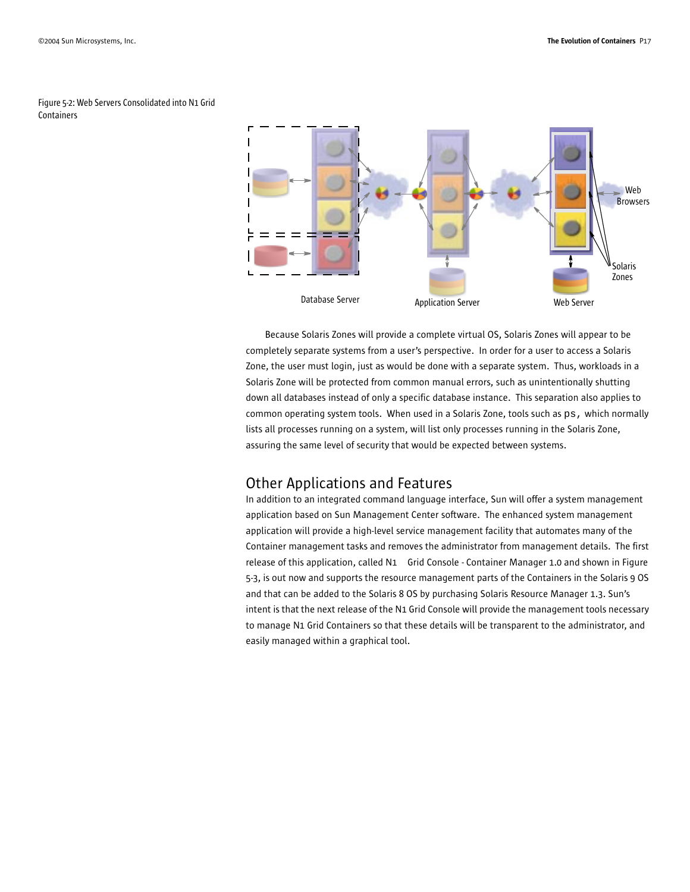Figure 5-2: Web Servers Consolidated into N1 Grid Containers

Database Server

Application Server

Web Server

Web Browsers

Solaris Zones

Because Solaris Zones will provide a complete virtual OS, Solaris Zones will appear to be completely separate systems from a user's perspective. In order for a user to access a Solaris Zone, the user must login, just as would be done with a separate system. Thus, workloads in a Solaris Zone will be protected from common manual errors, such as unintentionally shutting down all databases instead of only a specific database instance. This separation also applies to common operating system tools. When used in a Solaris Zone, tools such as `ps`, which normally lists all processes running on a system, will list only processes running in the Solaris Zone, assuring the same level of security that would be expected between systems.

## Other Applications and Features

In addition to an integrated command language interface, Sun will offer a system management application based on Sun Management Center software. The enhanced system management application will provide a high-level service management facility that automates many of the Container management tasks and removes the administrator from management details. The first release of this application, called N1 Grid Console - Container Manager 1.0 and shown in Figure 5-3, is out now and supports the resource management parts of the Containers in the Solaris 9 OS and that can be added to the Solaris 8 OS by purchasing Solaris Resource Manager 1.3. Sun's intent is that the next release of the N1 Grid Console will provide the management tools necessary to manage N1 Grid Containers so that these details will be transparent to the administrator, and easily managed within a graphical tool.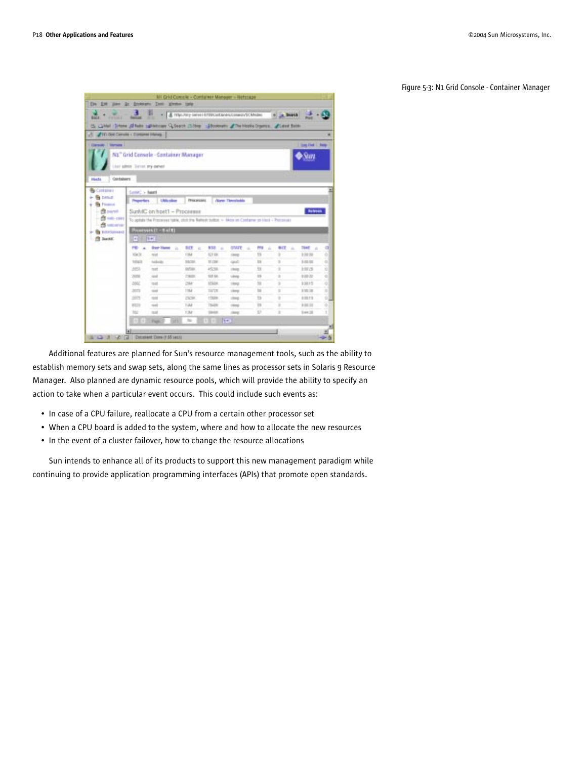Figure 5-3: N1 Grid Console - Container Manager

Additional features are planned for Sun's resource management tools, such as the ability to establish memory sets and swap sets, along the same lines as processor sets in Solaris 9 Resource Manager. Also planned are dynamic resource pools, which will provide the ability to specify an action to take when a particular event occurs. This could include such events as:

- In case of a CPU failure, reallocate a CPU from a certain other processor set
- When a CPU board is added to the system, where and how to allocate the new resources
- In the event of a cluster failover, how to change the resource allocations

Sun intends to enhance all of its products to support this new management paradigm while continuing to provide application programming interfaces (APIs) that promote open standards.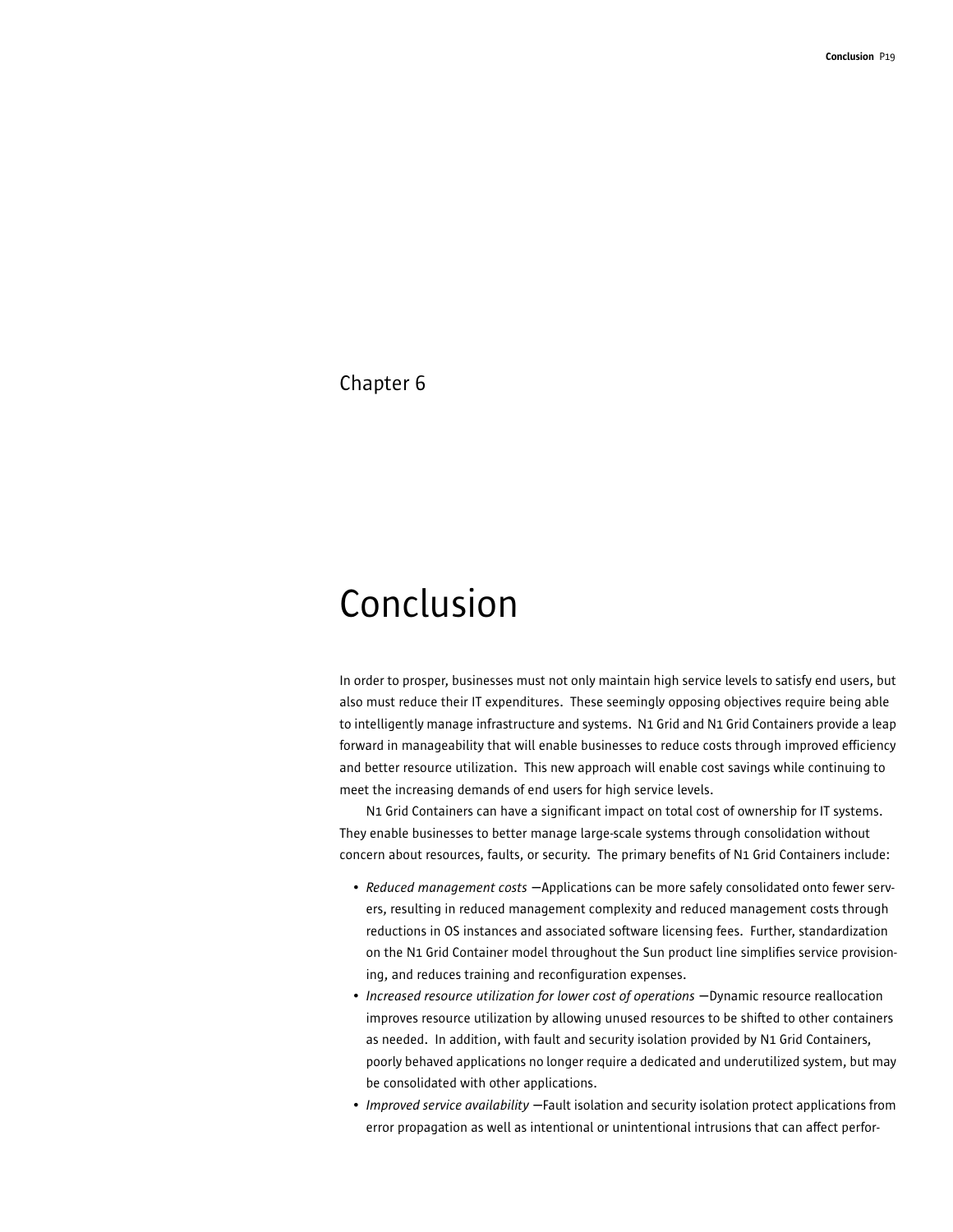Chapter 6

# Conclusion

In order to prosper, businesses must not only maintain high service levels to satisfy end users, but also must reduce their IT expenditures. These seemingly opposing objectives require being able to intelligently manage infrastructure and systems. N1 Grid and N1 Grid Containers provide a leap forward in manageability that will enable businesses to reduce costs through improved efficiency and better resource utilization. This new approach will enable cost savings while continuing to meet the increasing demands of end users for high service levels.

N1 Grid Containers can have a significant impact on total cost of ownership for IT systems. They enable businesses to better manage large-scale systems through consolidation without concern about resources, faults, or security. The primary benefits of N1 Grid Containers include:

- *Reduced management costs* —Applications can be more safely consolidated onto fewer servers, resulting in reduced management complexity and reduced management costs through reductions in OS instances and associated software licensing fees. Further, standardization on the N1 Grid Container model throughout the Sun product line simplifies service provisioning, and reduces training and reconfiguration expenses.
- *Increased resource utilization for lower cost of operations* —Dynamic resource reallocation improves resource utilization by allowing unused resources to be shifted to other containers as needed. In addition, with fault and security isolation provided by N1 Grid Containers, poorly behaved applications no longer require a dedicated and underutilized system, but may be consolidated with other applications.
- *Improved service availability* —Fault isolation and security isolation protect applications from error propagation as well as intentional or unintentional intrusions that can affect perfor-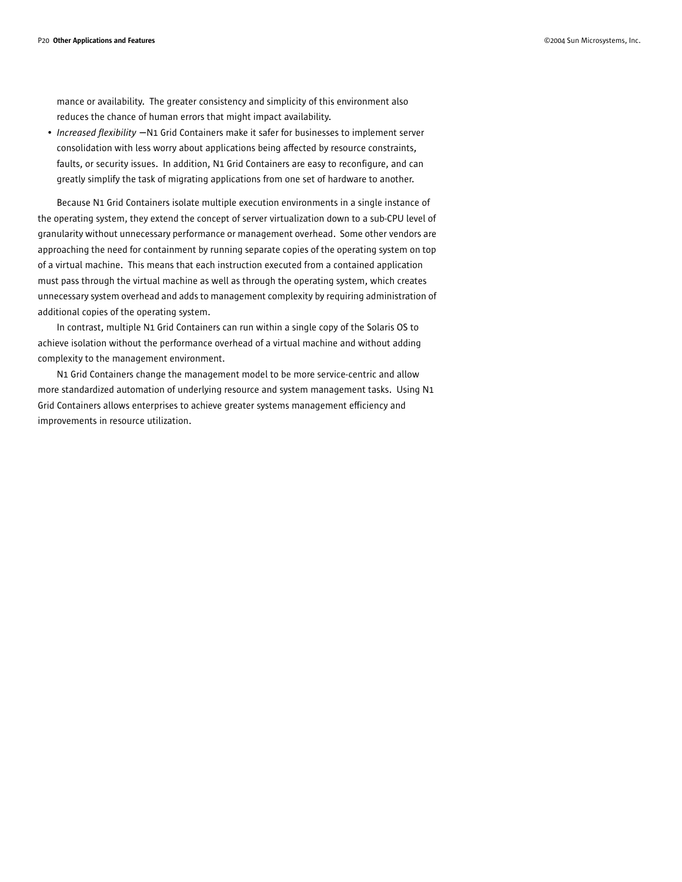mance or availability.  The greater consistency and simplicity of this environment also reduces the chance of human errors that might impact availability.

- *Increased flexibility* —N1 Grid Containers make it safer for businesses to implement server consolidation with less worry about applications being affected by resource constraints, faults, or security issues.  In addition, N1 Grid Containers are easy to reconfigure, and can greatly simplify the task of migrating applications from one set of hardware to another.

Because N1 Grid Containers isolate multiple execution environments in a single instance of the operating system, they extend the concept of server virtualization down to a sub-CPU level of granularity without unnecessary performance or management overhead.  Some other vendors are approaching the need for containment by running separate copies of the operating system on top of a virtual machine.  This means that each instruction executed from a contained application must pass through the virtual machine as well as through the operating system, which creates unnecessary system overhead and adds to management complexity by requiring administration of additional copies of the operating system.

In contrast, multiple N1 Grid Containers can run within a single copy of the Solaris OS to achieve isolation without the performance overhead of a virtual machine and without adding complexity to the management environment.

N1 Grid Containers change the management model to be more service-centric and allow more standardized automation of underlying resource and system management tasks.  Using N1 Grid Containers allows enterprises to achieve greater systems management efficiency and improvements in resource utilization.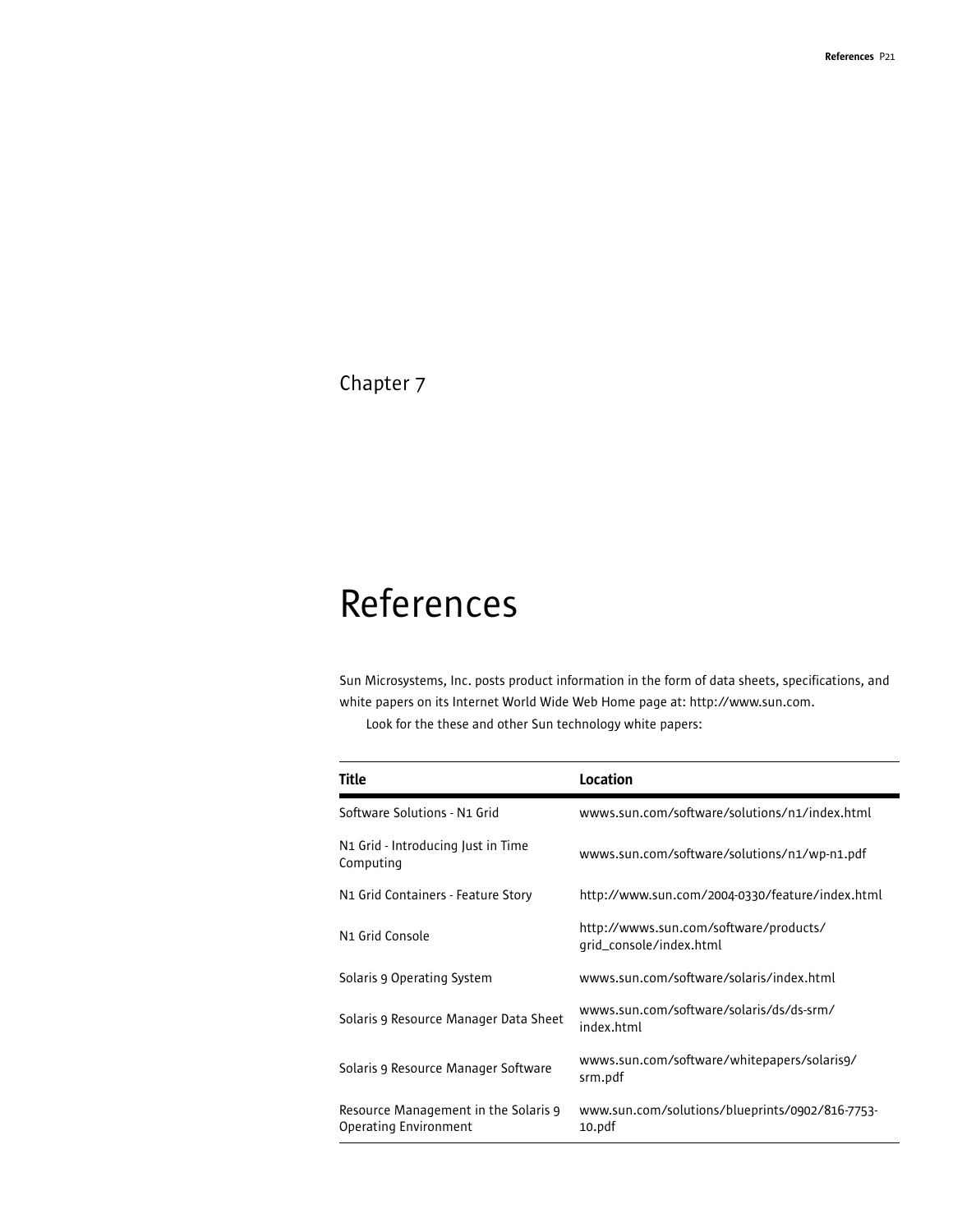Chapter 7

# References

Sun Microsystems, Inc. posts product information in the form of data sheets, specifications, and white papers on its Internet World Wide Web Home page at: http://www.sun.com.

Look for the these and other Sun technology white papers:

| Title | Location |
|---|---|
| Software Solutions - N1 Grid | wwws.sun.com/software/solutions/n1/index.html |
| N1 Grid - Introducing Just in Time Computing | wwws.sun.com/software/solutions/n1/wp-n1.pdf |
| N1 Grid Containers - Feature Story | http://www.sun.com/2004-0330/feature/index.html |
| N1 Grid Console | http://wwws.sun.com/software/products/grid_console/index.html |
| Solaris 9 Operating System | wwws.sun.com/software/solaris/index.html |
| Solaris 9 Resource Manager Data Sheet | wwws.sun.com/software/solaris/ds/ds-srm/index.html |
| Solaris 9 Resource Manager Software | wwws.sun.com/software/whitepapers/solaris9/srm.pdf |
| Resource Management in the Solaris 9 Operating Environment | www.sun.com/solutions/blueprints/0902/816-7753-10.pdf |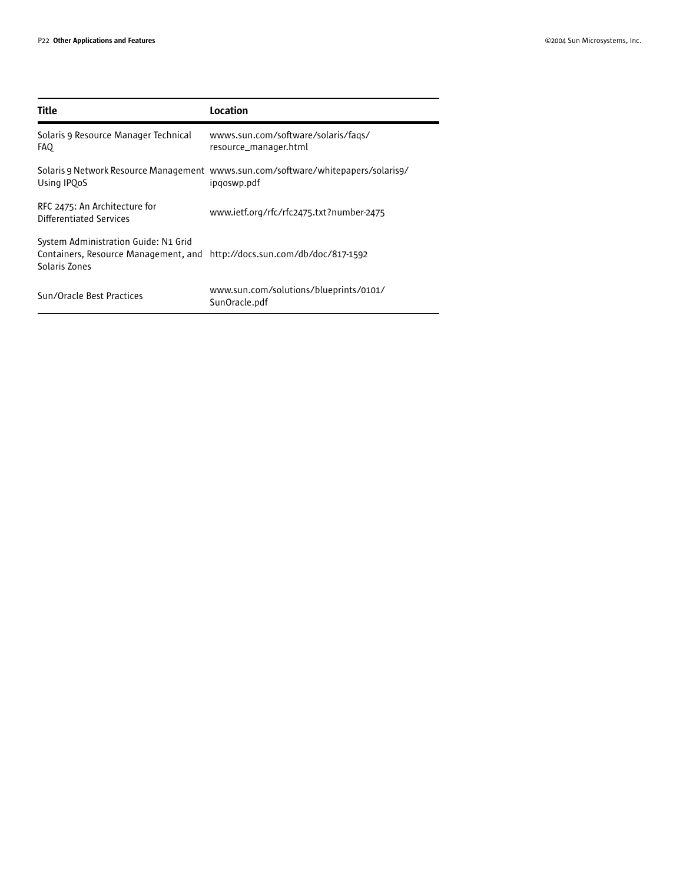| Title | Location |
|---|---|
| Solaris 9 Resource Manager Technical FAQ | wwws.sun.com/software/solaris/faqs/resource_manager.html |
| Solaris 9 Network Resource Management Using IPQoS | wwws.sun.com/software/whitepapers/solaris9/ipqoswp.pdf |
| RFC 2475: An Architecture for Differentiated Services | www.ietf.org/rfc/rfc2475.txt?number-2475 |
| System Administration Guide: N1 Grid Containers, Resource Management, and Solaris Zones | http://docs.sun.com/db/doc/817-1592 |
| Sun/Oracle Best Practices | www.sun.com/solutions/blueprints/0101/SunOracle.pdf |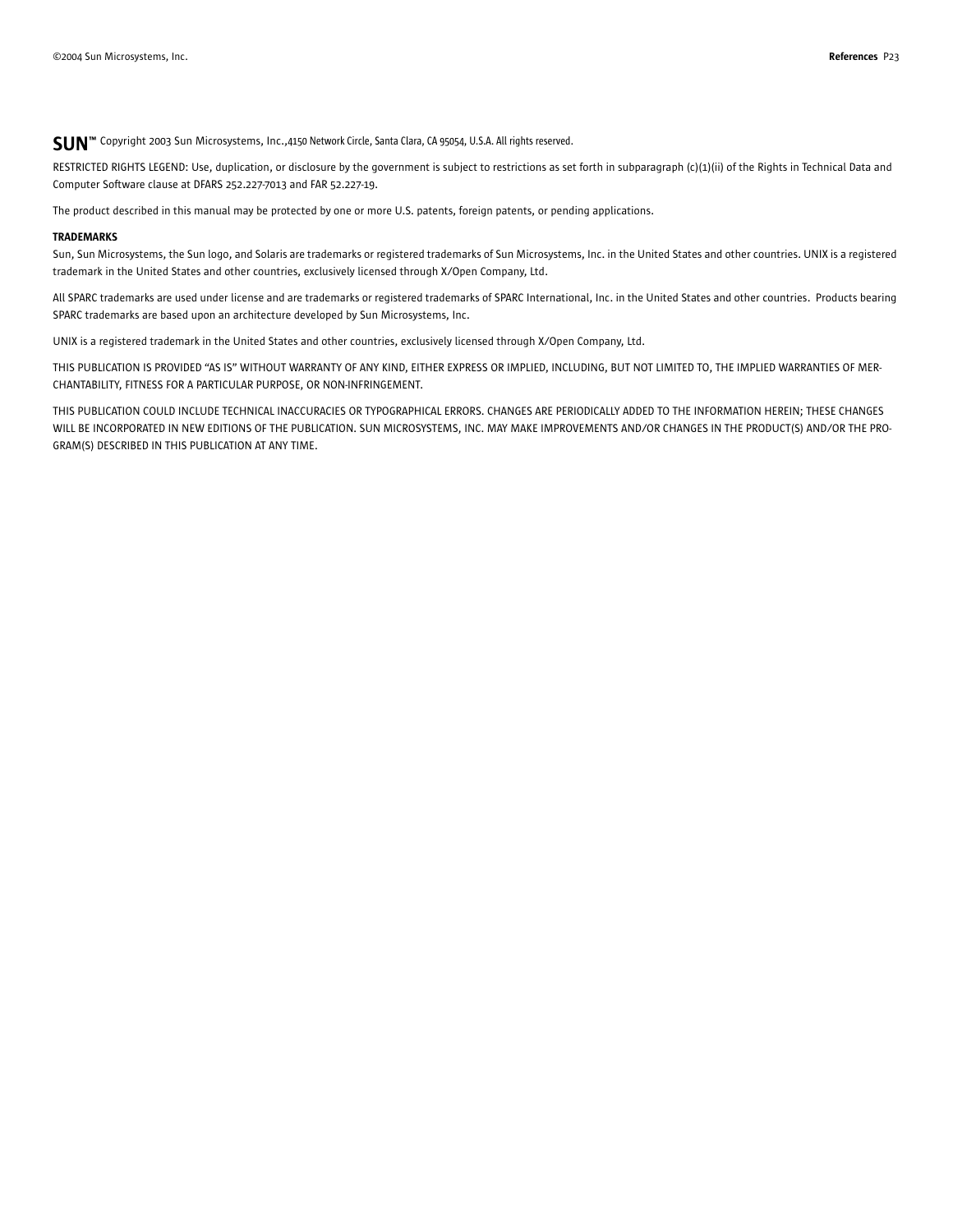**SUN™** Copyright 2003 Sun Microsystems, Inc.,4150 Network Circle, Santa Clara, CA 95054, U.S.A. All rights reserved.

RESTRICTED RIGHTS LEGEND: Use, duplication, or disclosure by the government is subject to restrictions as set forth in subparagraph (c)(1)(ii) of the Rights in Technical Data and Computer Software clause at DFARS 252.227-7013 and FAR 52.227-19.

The product described in this manual may be protected by one or more U.S. patents, foreign patents, or pending applications.

**TRADEMARKS**

Sun, Sun Microsystems, the Sun logo, and Solaris are trademarks or registered trademarks of Sun Microsystems, Inc. in the United States and other countries. UNIX is a registered trademark in the United States and other countries, exclusively licensed through X/Open Company, Ltd.

All SPARC trademarks are used under license and are trademarks or registered trademarks of SPARC International, Inc. in the United States and other countries. Products bearing SPARC trademarks are based upon an architecture developed by Sun Microsystems, Inc.

UNIX is a registered trademark in the United States and other countries, exclusively licensed through X/Open Company, Ltd.

THIS PUBLICATION IS PROVIDED "AS IS" WITHOUT WARRANTY OF ANY KIND, EITHER EXPRESS OR IMPLIED, INCLUDING, BUT NOT LIMITED TO, THE IMPLIED WARRANTIES OF MERCHANTABILITY, FITNESS FOR A PARTICULAR PURPOSE, OR NON-INFRINGEMENT.

THIS PUBLICATION COULD INCLUDE TECHNICAL INACCURACIES OR TYPOGRAPHICAL ERRORS. CHANGES ARE PERIODICALLY ADDED TO THE INFORMATION HEREIN; THESE CHANGES WILL BE INCORPORATED IN NEW EDITIONS OF THE PUBLICATION. SUN MICROSYSTEMS, INC. MAY MAKE IMPROVEMENTS AND/OR CHANGES IN THE PRODUCT(S) AND/OR THE PROGRAM(S) DESCRIBED IN THIS PUBLICATION AT ANY TIME.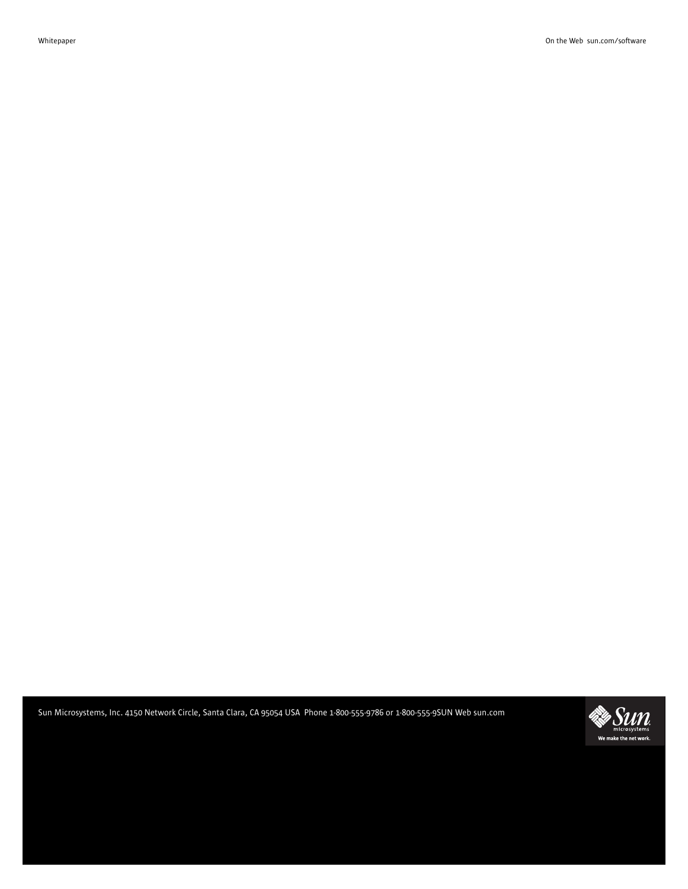Sun Microsystems, Inc. 4150 Network Circle, Santa Clara, CA 95054 USA Phone 1-800-555-9786 or 1-800-555-9SUN Web sun.com